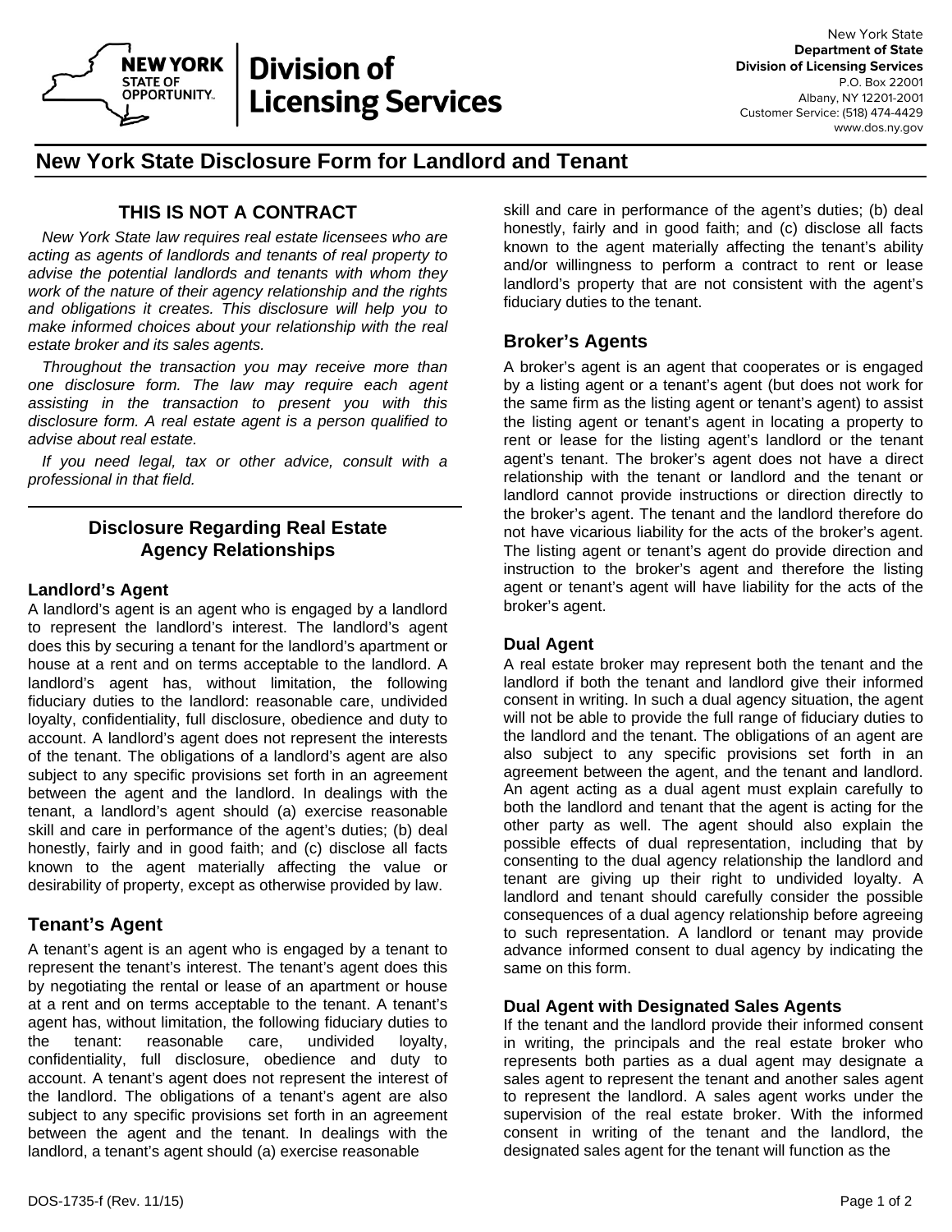New York State
**Department of State**
**Division of Licensing Services**
P.O. Box 22001
Albany, NY 12201-2001
Customer Service: (518) 474-4429
www.dos.ny.gov

# New York State Disclosure Form for Landlord and Tenant

## THIS IS NOT A CONTRACT

*New York State law requires real estate licensees who are acting as agents of landlords and tenants of real property to advise the potential landlords and tenants with whom they work of the nature of their agency relationship and the rights and obligations it creates. This disclosure will help you to make informed choices about your relationship with the real estate broker and its sales agents.*

*Throughout the transaction you may receive more than one disclosure form. The law may require each agent assisting in the transaction to present you with this disclosure form. A real estate agent is a person qualified to advise about real estate.*

*If you need legal, tax or other advice, consult with a professional in that field.*

## Disclosure Regarding Real Estate Agency Relationships

### Landlord's Agent

A landlord's agent is an agent who is engaged by a landlord to represent the landlord's interest. The landlord's agent does this by securing a tenant for the landlord's apartment or house at a rent and on terms acceptable to the landlord. A landlord's agent has, without limitation, the following fiduciary duties to the landlord: reasonable care, undivided loyalty, confidentiality, full disclosure, obedience and duty to account. A landlord's agent does not represent the interests of the tenant. The obligations of a landlord's agent are also subject to any specific provisions set forth in an agreement between the agent and the landlord. In dealings with the tenant, a landlord's agent should (a) exercise reasonable skill and care in performance of the agent's duties; (b) deal honestly, fairly and in good faith; and (c) disclose all facts known to the agent materially affecting the value or desirability of property, except as otherwise provided by law.

### Tenant's Agent

A tenant's agent is an agent who is engaged by a tenant to represent the tenant's interest. The tenant's agent does this by negotiating the rental or lease of an apartment or house at a rent and on terms acceptable to the tenant. A tenant's agent has, without limitation, the following fiduciary duties to the tenant: reasonable care, undivided loyalty, confidentiality, full disclosure, obedience and duty to account. A tenant's agent does not represent the interest of the landlord. The obligations of a tenant's agent are also subject to any specific provisions set forth in an agreement between the agent and the tenant. In dealings with the landlord, a tenant's agent should (a) exercise reasonable skill and care in performance of the agent's duties; (b) deal honestly, fairly and in good faith; and (c) disclose all facts known to the agent materially affecting the tenant's ability and/or willingness to perform a contract to rent or lease landlord's property that are not consistent with the agent's fiduciary duties to the tenant.

### Broker's Agents

A broker's agent is an agent that cooperates or is engaged by a listing agent or a tenant's agent (but does not work for the same firm as the listing agent or tenant's agent) to assist the listing agent or tenant's agent in locating a property to rent or lease for the listing agent's landlord or the tenant agent's tenant. The broker's agent does not have a direct relationship with the tenant or landlord and the tenant or landlord cannot provide instructions or direction directly to the broker's agent. The tenant and the landlord therefore do not have vicarious liability for the acts of the broker's agent. The listing agent or tenant's agent do provide direction and instruction to the broker's agent and therefore the listing agent or tenant's agent will have liability for the acts of the broker's agent.

### Dual Agent

A real estate broker may represent both the tenant and the landlord if both the tenant and landlord give their informed consent in writing. In such a dual agency situation, the agent will not be able to provide the full range of fiduciary duties to the landlord and the tenant. The obligations of an agent are also subject to any specific provisions set forth in an agreement between the agent, and the tenant and landlord. An agent acting as a dual agent must explain carefully to both the landlord and tenant that the agent is acting for the other party as well. The agent should also explain the possible effects of dual representation, including that by consenting to the dual agency relationship the landlord and tenant are giving up their right to undivided loyalty. A landlord and tenant should carefully consider the possible consequences of a dual agency relationship before agreeing to such representation. A landlord or tenant may provide advance informed consent to dual agency by indicating the same on this form.

### Dual Agent with Designated Sales Agents

If the tenant and the landlord provide their informed consent in writing, the principals and the real estate broker who represents both parties as a dual agent may designate a sales agent to represent the tenant and another sales agent to represent the landlord. A sales agent works under the supervision of the real estate broker. With the informed consent in writing of the tenant and the landlord, the designated sales agent for the tenant will function as the

DOS-1735-f (Rev. 11/15)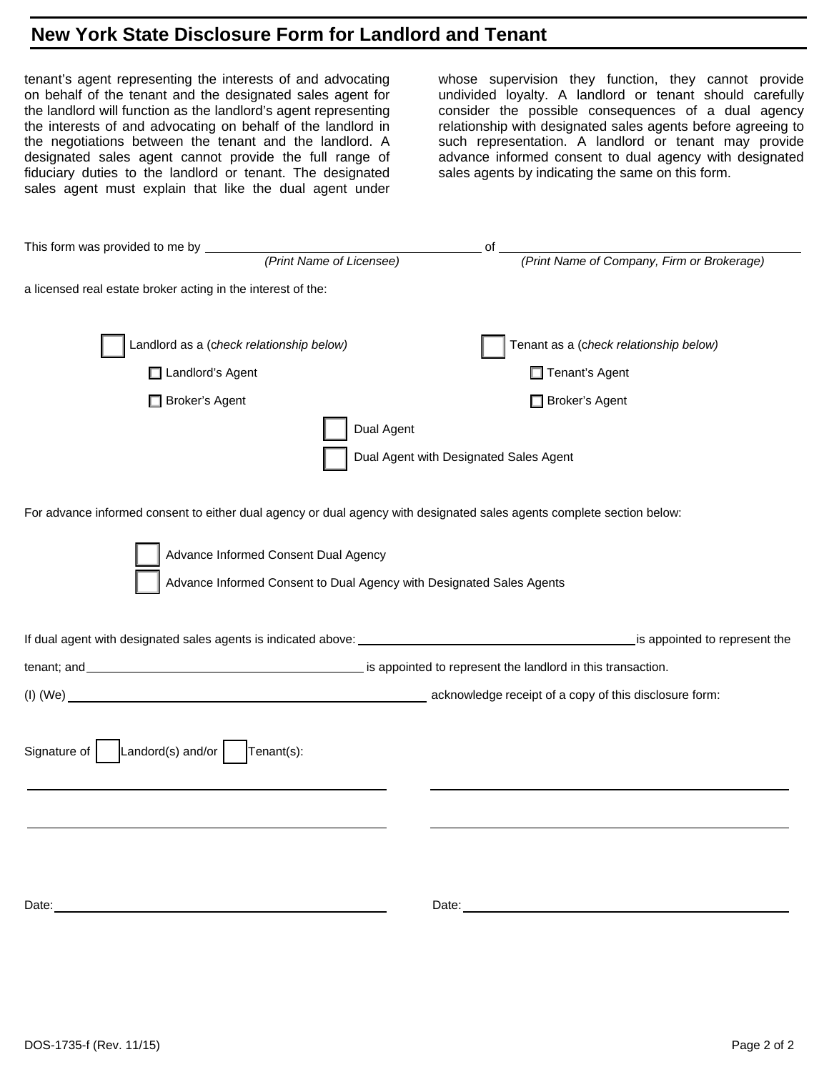# New York State Disclosure Form for Landlord and Tenant

tenant's agent representing the interests of and advocating on behalf of the tenant and the designated sales agent for the landlord will function as the landlord's agent representing the interests of and advocating on behalf of the landlord in the negotiations between the tenant and the landlord. A designated sales agent cannot provide the full range of fiduciary duties to the landlord or tenant. The designated sales agent must explain that like the dual agent under whose supervision they function, they cannot provide undivided loyalty. A landlord or tenant should carefully consider the possible consequences of a dual agency relationship with designated sales agents before agreeing to such representation. A landlord or tenant may provide advance informed consent to dual agency with designated sales agents by indicating the same on this form.

This form was provided to me by ______________________________ of ______________________________
*(Print Name of Licensee)* *(Print Name of Company, Firm or Brokerage)*

a licensed real estate broker acting in the interest of the:

☐ Landlord as a (*check relationship below*)
- ☐ Landlord's Agent
- ☐ Broker's Agent

☐ Tenant as a (*check relationship below*)
- ☐ Tenant's Agent
- ☐ Broker's Agent

☐ Dual Agent

☐ Dual Agent with Designated Sales Agent

For advance informed consent to either dual agency or dual agency with designated sales agents complete section below:

☐ Advance Informed Consent Dual Agency

☐ Advance Informed Consent to Dual Agency with Designated Sales Agents

If dual agent with designated sales agents is indicated above: ______________________________ is appointed to represent the tenant; and ______________________________ is appointed to represent the landlord in this transaction.

(I) (We) ______________________________ acknowledge receipt of a copy of this disclosure form:

Signature of ☐ Landord(s) and/or ☐ Tenant(s):

______________________________ ______________________________

______________________________ ______________________________

Date: ______________________________ Date: ______________________________

DOS-1735-f (Rev. 11/15)